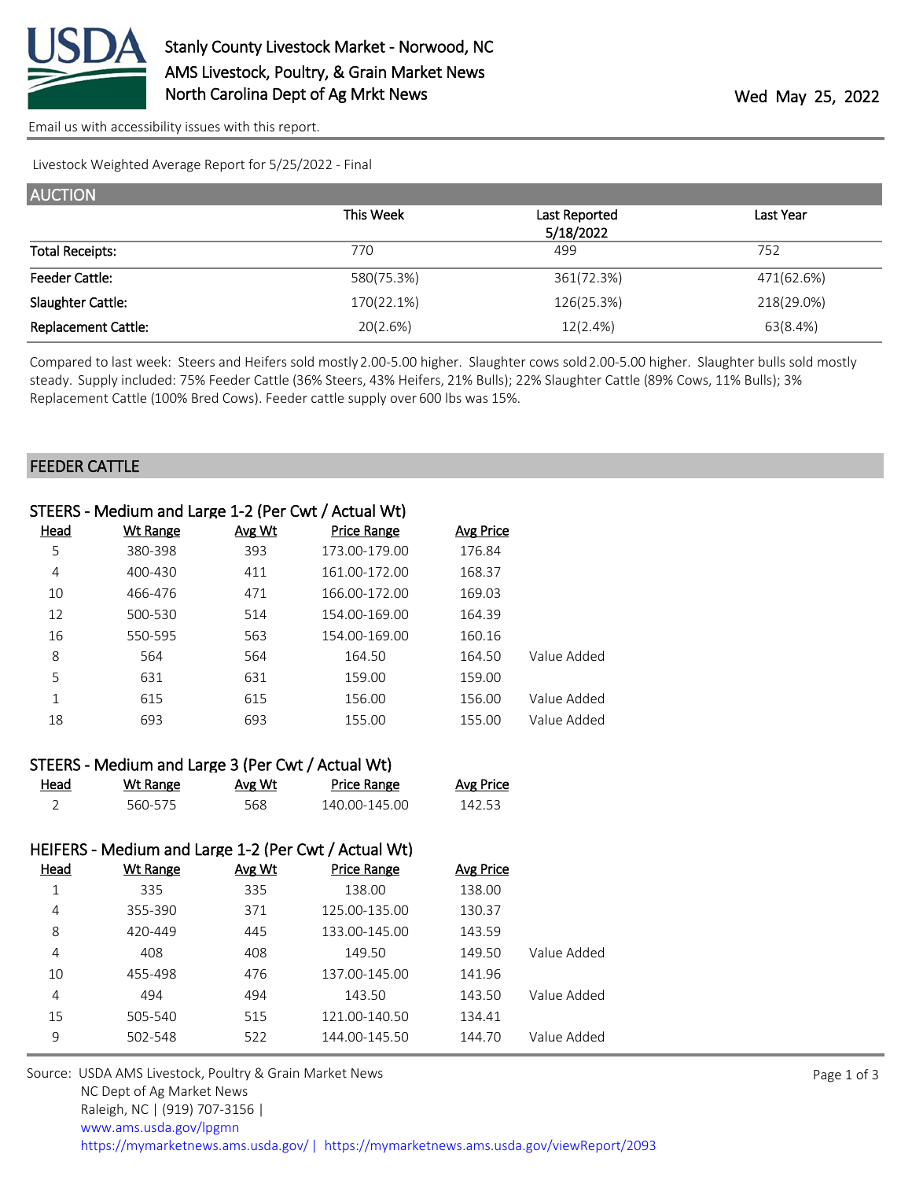# Stanly County Livestock Market - Norwood, NC

AMS Livestock, Poultry, & Grain Market News
North Carolina Dept of Ag Mrkt News

Wed May 25, 2022

Email us with accessibility issues with this report.

Livestock Weighted Average Report for 5/25/2022 - Final

## AUCTION

| | This Week | Last Reported 5/18/2022 | Last Year |
|---|---|---|---|
| Total Receipts: | 770 | 499 | 752 |
| Feeder Cattle: | 580(75.3%) | 361(72.3%) | 471(62.6%) |
| Slaughter Cattle: | 170(22.1%) | 126(25.3%) | 218(29.0%) |
| Replacement Cattle: | 20(2.6%) | 12(2.4%) | 63(8.4%) |

Compared to last week: Steers and Heifers sold mostly 2.00-5.00 higher. Slaughter cows sold 2.00-5.00 higher. Slaughter bulls sold mostly steady. Supply included: 75% Feeder Cattle (36% Steers, 43% Heifers, 21% Bulls); 22% Slaughter Cattle (89% Cows, 11% Bulls); 3% Replacement Cattle (100% Bred Cows). Feeder cattle supply over 600 lbs was 15%.

## FEEDER CATTLE

### STEERS - Medium and Large 1-2 (Per Cwt / Actual Wt)

| Head | Wt Range | Avg Wt | Price Range | Avg Price | |
|---|---|---|---|---|---|
| 5 | 380-398 | 393 | 173.00-179.00 | 176.84 | |
| 4 | 400-430 | 411 | 161.00-172.00 | 168.37 | |
| 10 | 466-476 | 471 | 166.00-172.00 | 169.03 | |
| 12 | 500-530 | 514 | 154.00-169.00 | 164.39 | |
| 16 | 550-595 | 563 | 154.00-169.00 | 160.16 | |
| 8 | 564 | 564 | 164.50 | 164.50 | Value Added |
| 5 | 631 | 631 | 159.00 | 159.00 | |
| 1 | 615 | 615 | 156.00 | 156.00 | Value Added |
| 18 | 693 | 693 | 155.00 | 155.00 | Value Added |

### STEERS - Medium and Large 3 (Per Cwt / Actual Wt)

| Head | Wt Range | Avg Wt | Price Range | Avg Price |
|---|---|---|---|---|
| 2 | 560-575 | 568 | 140.00-145.00 | 142.53 |

### HEIFERS - Medium and Large 1-2 (Per Cwt / Actual Wt)

| Head | Wt Range | Avg Wt | Price Range | Avg Price | |
|---|---|---|---|---|---|
| 1 | 335 | 335 | 138.00 | 138.00 | |
| 4 | 355-390 | 371 | 125.00-135.00 | 130.37 | |
| 8 | 420-449 | 445 | 133.00-145.00 | 143.59 | |
| 4 | 408 | 408 | 149.50 | 149.50 | Value Added |
| 10 | 455-498 | 476 | 137.00-145.00 | 141.96 | |
| 4 | 494 | 494 | 143.50 | 143.50 | Value Added |
| 15 | 505-540 | 515 | 121.00-140.50 | 134.41 | |
| 9 | 502-548 | 522 | 144.00-145.50 | 144.70 | Value Added |

Source: USDA AMS Livestock, Poultry & Grain Market News
NC Dept of Ag Market News
Raleigh, NC | (919) 707-3156 |
www.ams.usda.gov/lpgmn
https://mymarketnews.ams.usda.gov/ | https://mymarketnews.ams.usda.gov/viewReport/2093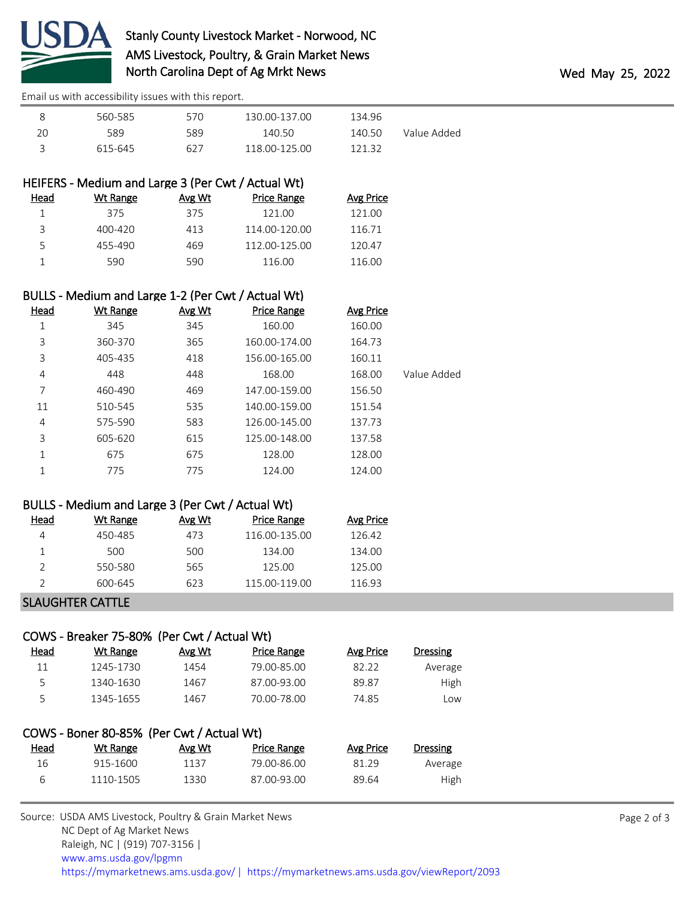Email us with accessibility issues with this report.

| Head | Wt Range | Avg Wt | Price Range | Avg Price | |
|---|---|---|---|---|---|
| 8 | 560-585 | 570 | 130.00-137.00 | 134.96 | |
| 20 | 589 | 589 | 140.50 | 140.50 | Value Added |
| 3 | 615-645 | 627 | 118.00-125.00 | 121.32 | |

### HEIFERS - Medium and Large 3 (Per Cwt / Actual Wt)

| Head | Wt Range | Avg Wt | Price Range | Avg Price |
|---|---|---|---|---|
| 1 | 375 | 375 | 121.00 | 121.00 |
| 3 | 400-420 | 413 | 114.00-120.00 | 116.71 |
| 5 | 455-490 | 469 | 112.00-125.00 | 120.47 |
| 1 | 590 | 590 | 116.00 | 116.00 |

### BULLS - Medium and Large 1-2 (Per Cwt / Actual Wt)

| Head | Wt Range | Avg Wt | Price Range | Avg Price | |
|---|---|---|---|---|---|
| 1 | 345 | 345 | 160.00 | 160.00 | |
| 3 | 360-370 | 365 | 160.00-174.00 | 164.73 | |
| 3 | 405-435 | 418 | 156.00-165.00 | 160.11 | |
| 4 | 448 | 448 | 168.00 | 168.00 | Value Added |
| 7 | 460-490 | 469 | 147.00-159.00 | 156.50 | |
| 11 | 510-545 | 535 | 140.00-159.00 | 151.54 | |
| 4 | 575-590 | 583 | 126.00-145.00 | 137.73 | |
| 3 | 605-620 | 615 | 125.00-148.00 | 137.58 | |
| 1 | 675 | 675 | 128.00 | 128.00 | |
| 1 | 775 | 775 | 124.00 | 124.00 | |

### BULLS - Medium and Large 3 (Per Cwt / Actual Wt)

| Head | Wt Range | Avg Wt | Price Range | Avg Price |
|---|---|---|---|---|
| 4 | 450-485 | 473 | 116.00-135.00 | 126.42 |
| 1 | 500 | 500 | 134.00 | 134.00 |
| 2 | 550-580 | 565 | 125.00 | 125.00 |
| 2 | 600-645 | 623 | 115.00-119.00 | 116.93 |

## SLAUGHTER CATTLE

### COWS - Breaker 75-80% (Per Cwt / Actual Wt)

| Head | Wt Range | Avg Wt | Price Range | Avg Price | Dressing |
|---|---|---|---|---|---|
| 11 | 1245-1730 | 1454 | 79.00-85.00 | 82.22 | Average |
| 5 | 1340-1630 | 1467 | 87.00-93.00 | 89.87 | High |
| 5 | 1345-1655 | 1467 | 70.00-78.00 | 74.85 | Low |

### COWS - Boner 80-85% (Per Cwt / Actual Wt)

| Head | Wt Range | Avg Wt | Price Range | Avg Price | Dressing |
|---|---|---|---|---|---|
| 16 | 915-1600 | 1137 | 79.00-86.00 | 81.29 | Average |
| 6 | 1110-1505 | 1330 | 87.00-93.00 | 89.64 | High |

Source: USDA AMS Livestock, Poultry & Grain Market News
NC Dept of Ag Market News
Raleigh, NC | (919) 707-3156 |
www.ams.usda.gov/lpgmn
https://mymarketnews.ams.usda.gov/ | https://mymarketnews.ams.usda.gov/viewReport/2093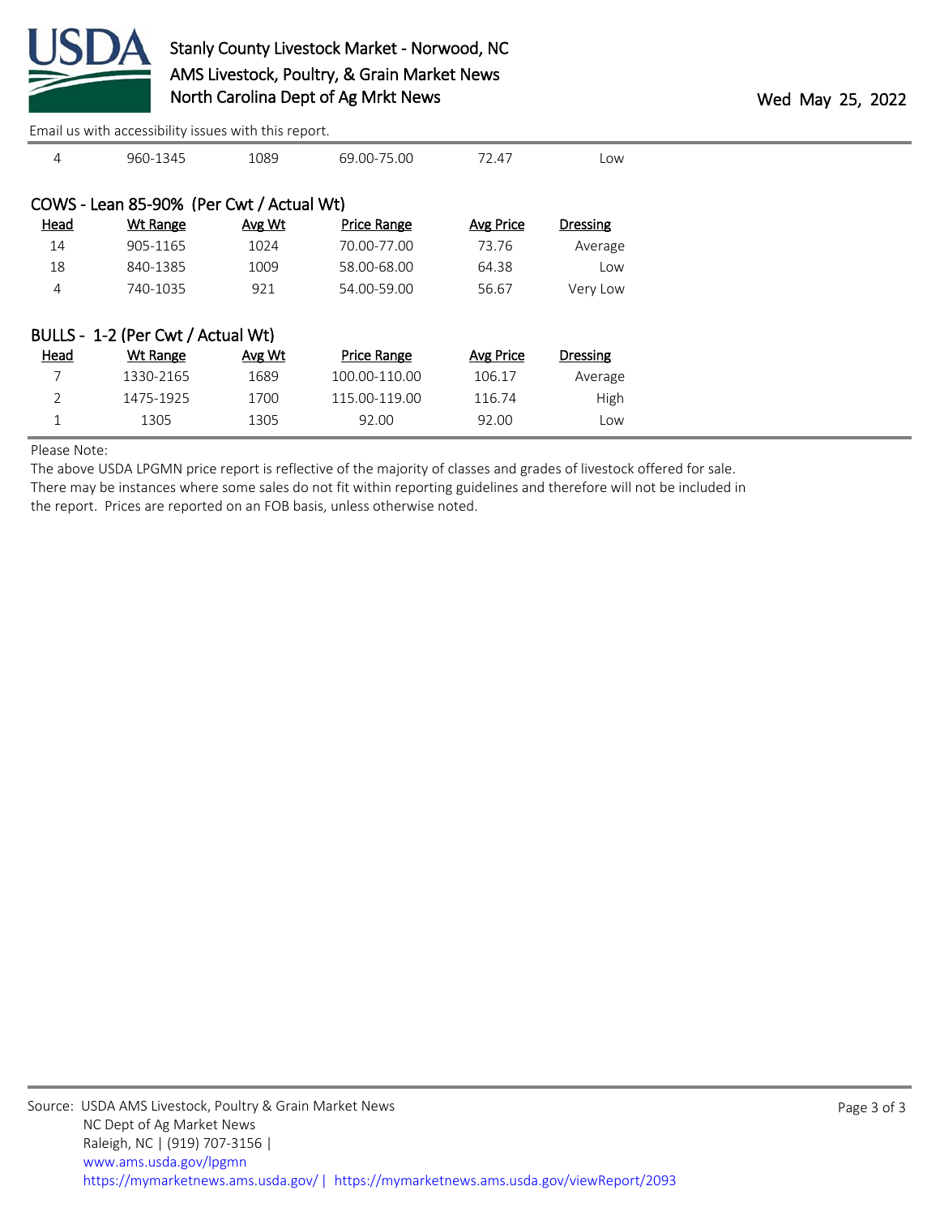Email us with accessibility issues with this report.

| | | | | | |
|---|---|---|---|---|---|
| 4 | 960-1345 | 1089 | 69.00-75.00 | 72.47 | Low |

## COWS - Lean 85-90% (Per Cwt / Actual Wt)

| Head | Wt Range | Avg Wt | Price Range | Avg Price | Dressing |
|---|---|---|---|---|---|
| 14 | 905-1165 | 1024 | 70.00-77.00 | 73.76 | Average |
| 18 | 840-1385 | 1009 | 58.00-68.00 | 64.38 | Low |
| 4 | 740-1035 | 921 | 54.00-59.00 | 56.67 | Very Low |

## BULLS - 1-2 (Per Cwt / Actual Wt)

| Head | Wt Range | Avg Wt | Price Range | Avg Price | Dressing |
|---|---|---|---|---|---|
| 7 | 1330-2165 | 1689 | 100.00-110.00 | 106.17 | Average |
| 2 | 1475-1925 | 1700 | 115.00-119.00 | 116.74 | High |
| 1 | 1305 | 1305 | 92.00 | 92.00 | Low |

Please Note:

The above USDA LPGMN price report is reflective of the majority of classes and grades of livestock offered for sale. There may be instances where some sales do not fit within reporting guidelines and therefore will not be included in the report. Prices are reported on an FOB basis, unless otherwise noted.

Source: USDA AMS Livestock, Poultry & Grain Market News
NC Dept of Ag Market News
Raleigh, NC | (919) 707-3156 |
www.ams.usda.gov/lpgmn
https://mymarketnews.ams.usda.gov/ | https://mymarketnews.ams.usda.gov/viewReport/2093